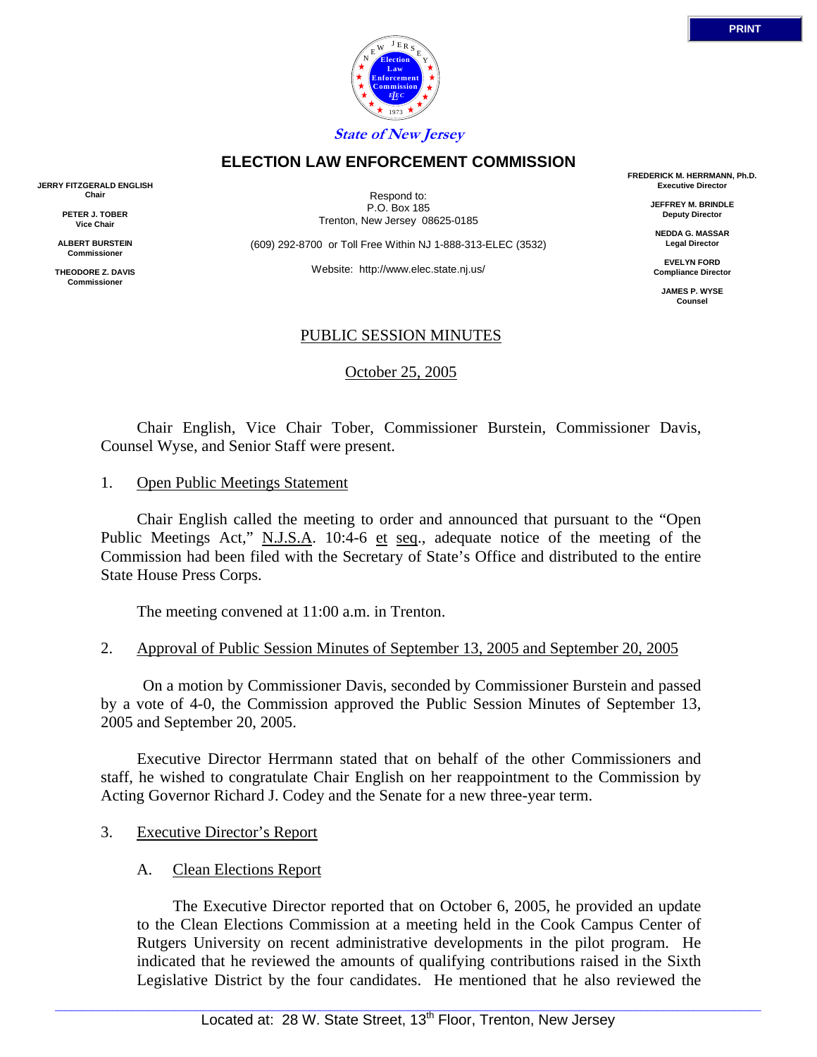State of New Jersey

# ELECTION LAW ENFORCEMENT COMMISSION

**JERRY FITZGERALD ENGLISH**
**Chair**

**PETER J. TOBER**
**Vice Chair**

**ALBERT BURSTEIN**
**Commissioner**

**THEODORE Z. DAVIS**
**Commissioner**

Respond to:
P.O. Box 185
Trenton, New Jersey 08625-0185

(609) 292-8700 or Toll Free Within NJ 1-888-313-ELEC (3532)

Website: http://www.elec.state.nj.us/

**FREDERICK M. HERRMANN, Ph.D.**
**Executive Director**

**JEFFREY M. BRINDLE**
**Deputy Director**

**NEDDA G. MASSAR**
**Legal Director**

**EVELYN FORD**
**Compliance Director**

**JAMES P. WYSE**
**Counsel**

PUBLIC SESSION MINUTES

October 25, 2005

Chair English, Vice Chair Tober, Commissioner Burstein, Commissioner Davis, Counsel Wyse, and Senior Staff were present.

1. Open Public Meetings Statement

Chair English called the meeting to order and announced that pursuant to the "Open Public Meetings Act," N.J.S.A. 10:4-6 et seq., adequate notice of the meeting of the Commission had been filed with the Secretary of State's Office and distributed to the entire State House Press Corps.

The meeting convened at 11:00 a.m. in Trenton.

2. Approval of Public Session Minutes of September 13, 2005 and September 20, 2005

On a motion by Commissioner Davis, seconded by Commissioner Burstein and passed by a vote of 4-0, the Commission approved the Public Session Minutes of September 13, 2005 and September 20, 2005.

Executive Director Herrmann stated that on behalf of the other Commissioners and staff, he wished to congratulate Chair English on her reappointment to the Commission by Acting Governor Richard J. Codey and the Senate for a new three-year term.

3. Executive Director's Report

A. Clean Elections Report

The Executive Director reported that on October 6, 2005, he provided an update to the Clean Elections Commission at a meeting held in the Cook Campus Center of Rutgers University on recent administrative developments in the pilot program. He indicated that he reviewed the amounts of qualifying contributions raised in the Sixth Legislative District by the four candidates. He mentioned that he also reviewed the

Located at: 28 W. State Street, 13th Floor, Trenton, New Jersey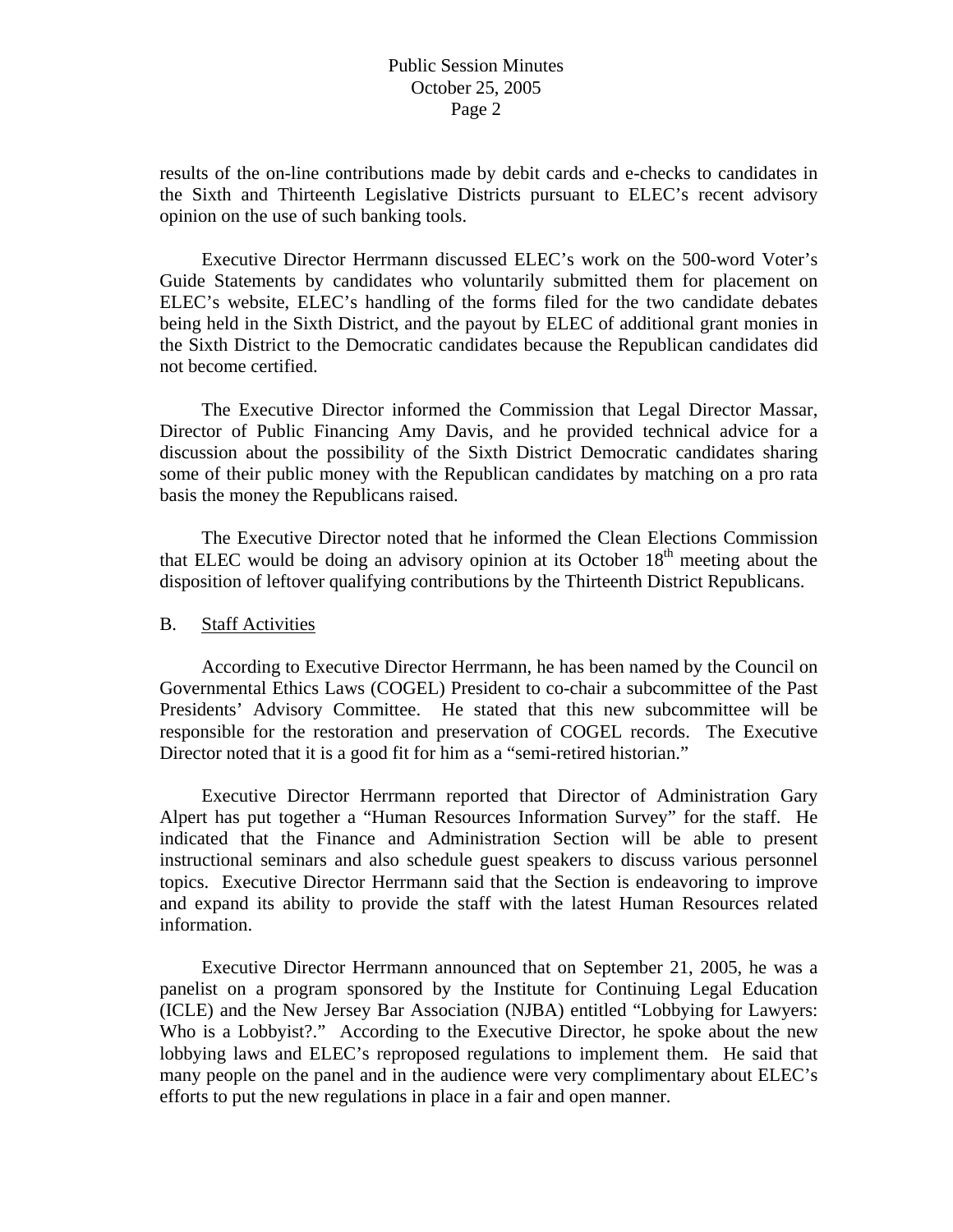results of the on-line contributions made by debit cards and e-checks to candidates in the Sixth and Thirteenth Legislative Districts pursuant to ELEC's recent advisory opinion on the use of such banking tools.

Executive Director Herrmann discussed ELEC's work on the 500-word Voter's Guide Statements by candidates who voluntarily submitted them for placement on ELEC's website, ELEC's handling of the forms filed for the two candidate debates being held in the Sixth District, and the payout by ELEC of additional grant monies in the Sixth District to the Democratic candidates because the Republican candidates did not become certified.

The Executive Director informed the Commission that Legal Director Massar, Director of Public Financing Amy Davis, and he provided technical advice for a discussion about the possibility of the Sixth District Democratic candidates sharing some of their public money with the Republican candidates by matching on a pro rata basis the money the Republicans raised.

The Executive Director noted that he informed the Clean Elections Commission that ELEC would be doing an advisory opinion at its October 18th meeting about the disposition of leftover qualifying contributions by the Thirteenth District Republicans.

B. Staff Activities

According to Executive Director Herrmann, he has been named by the Council on Governmental Ethics Laws (COGEL) President to co-chair a subcommittee of the Past Presidents' Advisory Committee. He stated that this new subcommittee will be responsible for the restoration and preservation of COGEL records. The Executive Director noted that it is a good fit for him as a "semi-retired historian."

Executive Director Herrmann reported that Director of Administration Gary Alpert has put together a "Human Resources Information Survey" for the staff. He indicated that the Finance and Administration Section will be able to present instructional seminars and also schedule guest speakers to discuss various personnel topics. Executive Director Herrmann said that the Section is endeavoring to improve and expand its ability to provide the staff with the latest Human Resources related information.

Executive Director Herrmann announced that on September 21, 2005, he was a panelist on a program sponsored by the Institute for Continuing Legal Education (ICLE) and the New Jersey Bar Association (NJBA) entitled "Lobbying for Lawyers: Who is a Lobbyist?." According to the Executive Director, he spoke about the new lobbying laws and ELEC's reproposed regulations to implement them. He said that many people on the panel and in the audience were very complimentary about ELEC's efforts to put the new regulations in place in a fair and open manner.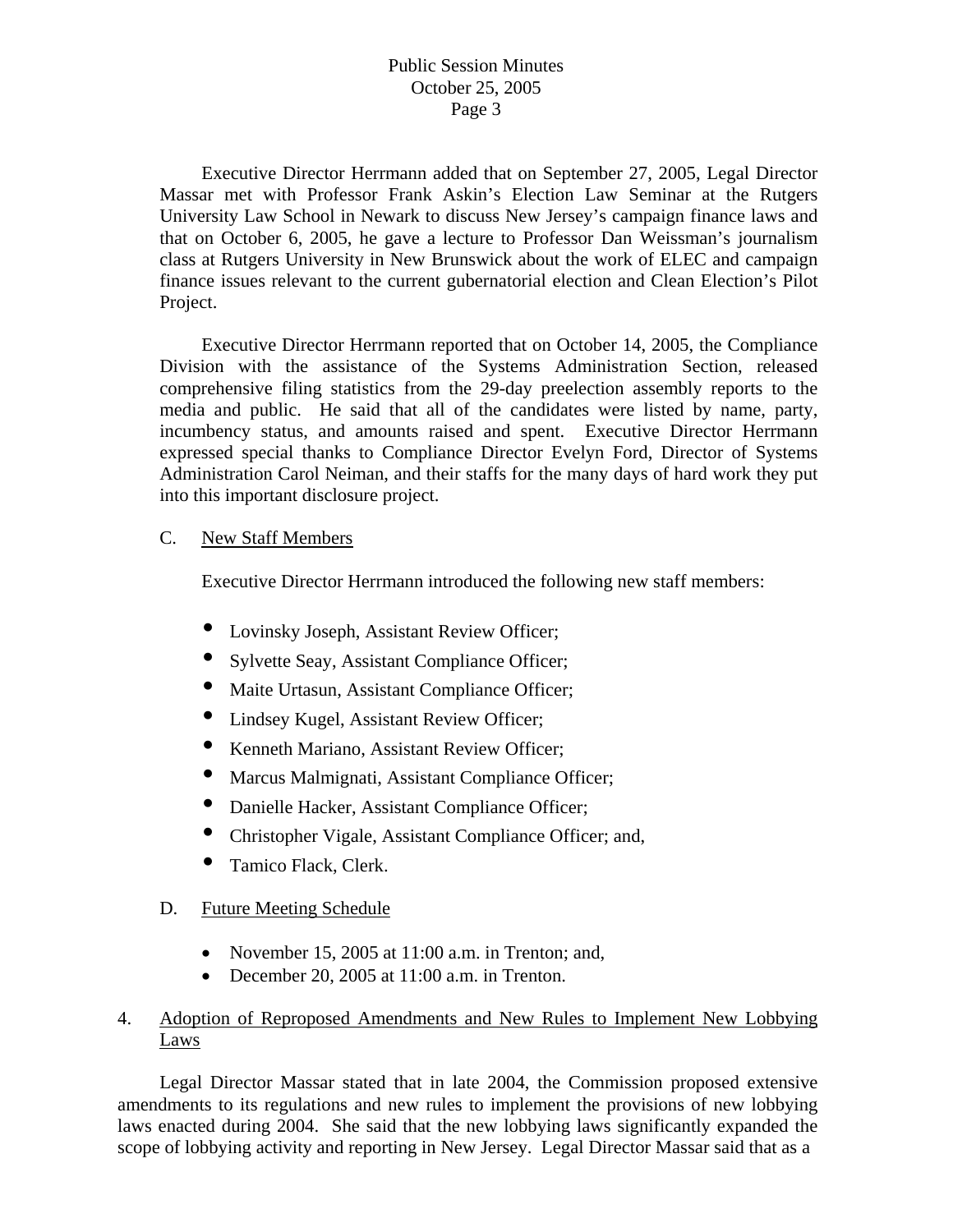Executive Director Herrmann added that on September 27, 2005, Legal Director Massar met with Professor Frank Askin's Election Law Seminar at the Rutgers University Law School in Newark to discuss New Jersey's campaign finance laws and that on October 6, 2005, he gave a lecture to Professor Dan Weissman's journalism class at Rutgers University in New Brunswick about the work of ELEC and campaign finance issues relevant to the current gubernatorial election and Clean Election's Pilot Project.

Executive Director Herrmann reported that on October 14, 2005, the Compliance Division with the assistance of the Systems Administration Section, released comprehensive filing statistics from the 29-day preelection assembly reports to the media and public. He said that all of the candidates were listed by name, party, incumbency status, and amounts raised and spent. Executive Director Herrmann expressed special thanks to Compliance Director Evelyn Ford, Director of Systems Administration Carol Neiman, and their staffs for the many days of hard work they put into this important disclosure project.

C. New Staff Members

Executive Director Herrmann introduced the following new staff members:

- Lovinsky Joseph, Assistant Review Officer;
- Sylvette Seay, Assistant Compliance Officer;
- Maite Urtasun, Assistant Compliance Officer;
- Lindsey Kugel, Assistant Review Officer;
- Kenneth Mariano, Assistant Review Officer;
- Marcus Malmignati, Assistant Compliance Officer;
- Danielle Hacker, Assistant Compliance Officer;
- Christopher Vigale, Assistant Compliance Officer; and,
- Tamico Flack, Clerk.

D. Future Meeting Schedule

- November 15, 2005 at 11:00 a.m. in Trenton; and,
- December 20, 2005 at 11:00 a.m. in Trenton.

4. Adoption of Reproposed Amendments and New Rules to Implement New Lobbying Laws

Legal Director Massar stated that in late 2004, the Commission proposed extensive amendments to its regulations and new rules to implement the provisions of new lobbying laws enacted during 2004. She said that the new lobbying laws significantly expanded the scope of lobbying activity and reporting in New Jersey. Legal Director Massar said that as a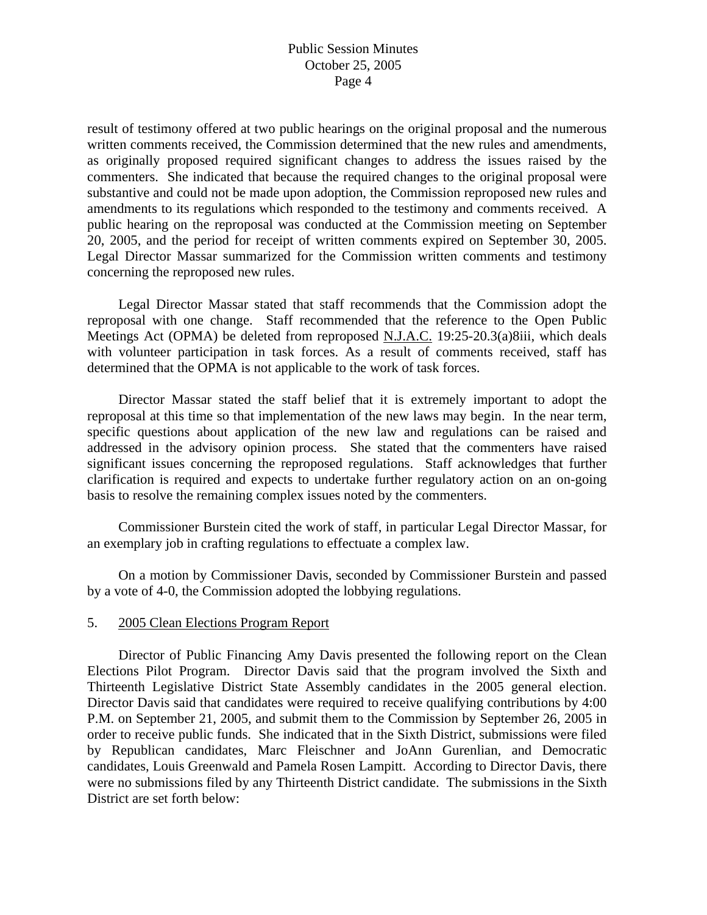result of testimony offered at two public hearings on the original proposal and the numerous written comments received, the Commission determined that the new rules and amendments, as originally proposed required significant changes to address the issues raised by the commenters. She indicated that because the required changes to the original proposal were substantive and could not be made upon adoption, the Commission reproposed new rules and amendments to its regulations which responded to the testimony and comments received. A public hearing on the reproposal was conducted at the Commission meeting on September 20, 2005, and the period for receipt of written comments expired on September 30, 2005. Legal Director Massar summarized for the Commission written comments and testimony concerning the reproposed new rules.

Legal Director Massar stated that staff recommends that the Commission adopt the reproposal with one change. Staff recommended that the reference to the Open Public Meetings Act (OPMA) be deleted from reproposed N.J.A.C. 19:25-20.3(a)8iii, which deals with volunteer participation in task forces. As a result of comments received, staff has determined that the OPMA is not applicable to the work of task forces.

Director Massar stated the staff belief that it is extremely important to adopt the reproposal at this time so that implementation of the new laws may begin. In the near term, specific questions about application of the new law and regulations can be raised and addressed in the advisory opinion process. She stated that the commenters have raised significant issues concerning the reproposed regulations. Staff acknowledges that further clarification is required and expects to undertake further regulatory action on an on-going basis to resolve the remaining complex issues noted by the commenters.

Commissioner Burstein cited the work of staff, in particular Legal Director Massar, for an exemplary job in crafting regulations to effectuate a complex law.

On a motion by Commissioner Davis, seconded by Commissioner Burstein and passed by a vote of 4-0, the Commission adopted the lobbying regulations.

5. 2005 Clean Elections Program Report

Director of Public Financing Amy Davis presented the following report on the Clean Elections Pilot Program. Director Davis said that the program involved the Sixth and Thirteenth Legislative District State Assembly candidates in the 2005 general election. Director Davis said that candidates were required to receive qualifying contributions by 4:00 P.M. on September 21, 2005, and submit them to the Commission by September 26, 2005 in order to receive public funds. She indicated that in the Sixth District, submissions were filed by Republican candidates, Marc Fleischner and JoAnn Gurenlian, and Democratic candidates, Louis Greenwald and Pamela Rosen Lampitt. According to Director Davis, there were no submissions filed by any Thirteenth District candidate. The submissions in the Sixth District are set forth below: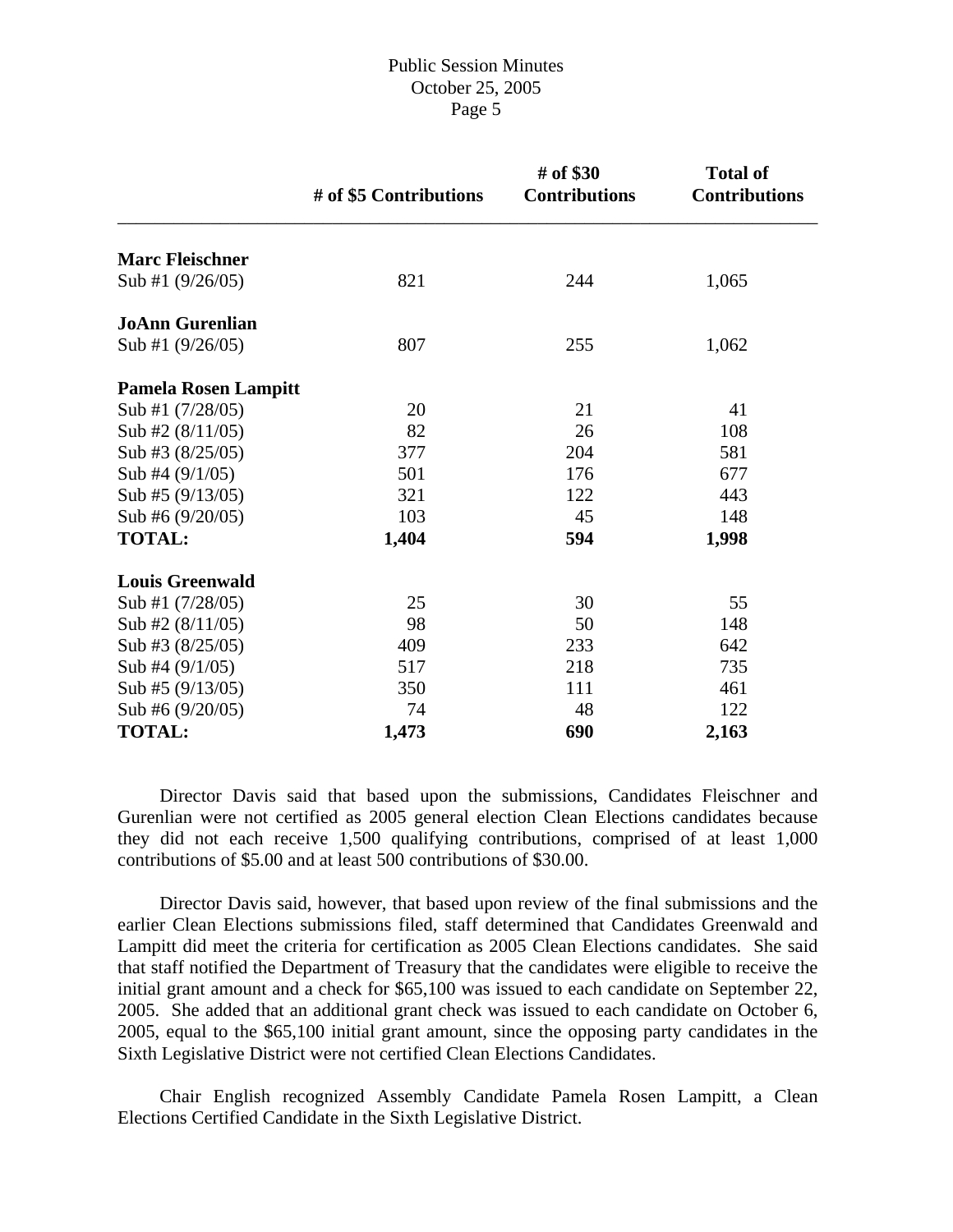| | # of \$5 Contributions | # of \$30 Contributions | Total of Contributions |
|---|---|---|---|
| **Marc Fleischner** | | | |
| Sub #1 (9/26/05) | 821 | 244 | 1,065 |
| **JoAnn Gurenlian** | | | |
| Sub #1 (9/26/05) | 807 | 255 | 1,062 |
| **Pamela Rosen Lampitt** | | | |
| Sub #1 (7/28/05) | 20 | 21 | 41 |
| Sub #2 (8/11/05) | 82 | 26 | 108 |
| Sub #3 (8/25/05) | 377 | 204 | 581 |
| Sub #4 (9/1/05) | 501 | 176 | 677 |
| Sub #5 (9/13/05) | 321 | 122 | 443 |
| Sub #6 (9/20/05) | 103 | 45 | 148 |
| **TOTAL:** | **1,404** | **594** | **1,998** |
| **Louis Greenwald** | | | |
| Sub #1 (7/28/05) | 25 | 30 | 55 |
| Sub #2 (8/11/05) | 98 | 50 | 148 |
| Sub #3 (8/25/05) | 409 | 233 | 642 |
| Sub #4 (9/1/05) | 517 | 218 | 735 |
| Sub #5 (9/13/05) | 350 | 111 | 461 |
| Sub #6 (9/20/05) | 74 | 48 | 122 |
| **TOTAL:** | **1,473** | **690** | **2,163** |

Director Davis said that based upon the submissions, Candidates Fleischner and Gurenlian were not certified as 2005 general election Clean Elections candidates because they did not each receive 1,500 qualifying contributions, comprised of at least 1,000 contributions of \$5.00 and at least 500 contributions of \$30.00.

Director Davis said, however, that based upon review of the final submissions and the earlier Clean Elections submissions filed, staff determined that Candidates Greenwald and Lampitt did meet the criteria for certification as 2005 Clean Elections candidates. She said that staff notified the Department of Treasury that the candidates were eligible to receive the initial grant amount and a check for \$65,100 was issued to each candidate on September 22, 2005. She added that an additional grant check was issued to each candidate on October 6, 2005, equal to the \$65,100 initial grant amount, since the opposing party candidates in the Sixth Legislative District were not certified Clean Elections Candidates.

Chair English recognized Assembly Candidate Pamela Rosen Lampitt, a Clean Elections Certified Candidate in the Sixth Legislative District.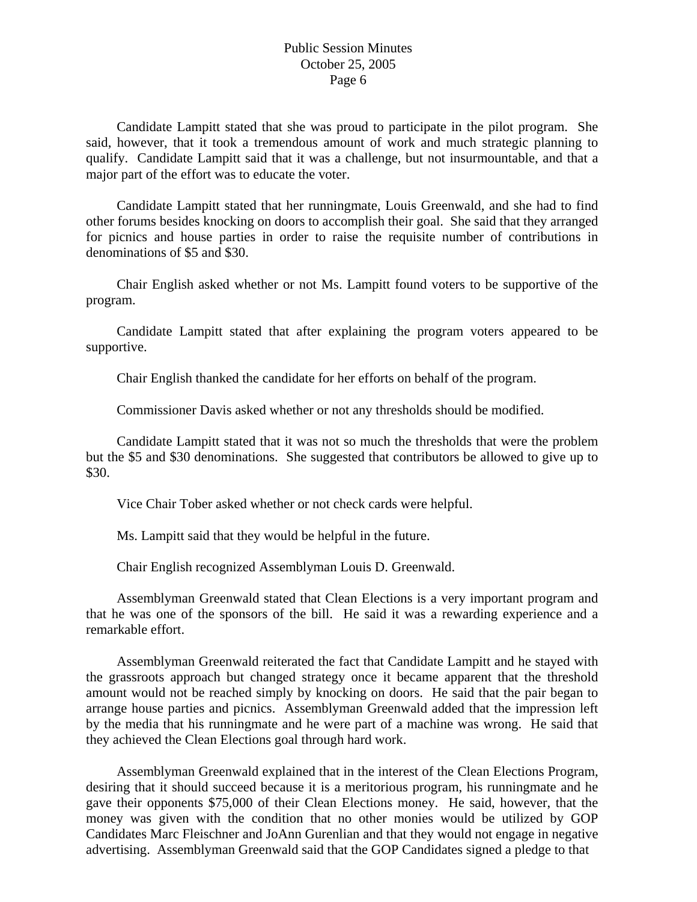Candidate Lampitt stated that she was proud to participate in the pilot program. She said, however, that it took a tremendous amount of work and much strategic planning to qualify. Candidate Lampitt said that it was a challenge, but not insurmountable, and that a major part of the effort was to educate the voter.

Candidate Lampitt stated that her runningmate, Louis Greenwald, and she had to find other forums besides knocking on doors to accomplish their goal. She said that they arranged for picnics and house parties in order to raise the requisite number of contributions in denominations of $5 and $30.

Chair English asked whether or not Ms. Lampitt found voters to be supportive of the program.

Candidate Lampitt stated that after explaining the program voters appeared to be supportive.

Chair English thanked the candidate for her efforts on behalf of the program.

Commissioner Davis asked whether or not any thresholds should be modified.

Candidate Lampitt stated that it was not so much the thresholds that were the problem but the $5 and $30 denominations. She suggested that contributors be allowed to give up to $30.

Vice Chair Tober asked whether or not check cards were helpful.

Ms. Lampitt said that they would be helpful in the future.

Chair English recognized Assemblyman Louis D. Greenwald.

Assemblyman Greenwald stated that Clean Elections is a very important program and that he was one of the sponsors of the bill. He said it was a rewarding experience and a remarkable effort.

Assemblyman Greenwald reiterated the fact that Candidate Lampitt and he stayed with the grassroots approach but changed strategy once it became apparent that the threshold amount would not be reached simply by knocking on doors. He said that the pair began to arrange house parties and picnics. Assemblyman Greenwald added that the impression left by the media that his runningmate and he were part of a machine was wrong. He said that they achieved the Clean Elections goal through hard work.

Assemblyman Greenwald explained that in the interest of the Clean Elections Program, desiring that it should succeed because it is a meritorious program, his runningmate and he gave their opponents $75,000 of their Clean Elections money. He said, however, that the money was given with the condition that no other monies would be utilized by GOP Candidates Marc Fleischner and JoAnn Gurenlian and that they would not engage in negative advertising. Assemblyman Greenwald said that the GOP Candidates signed a pledge to that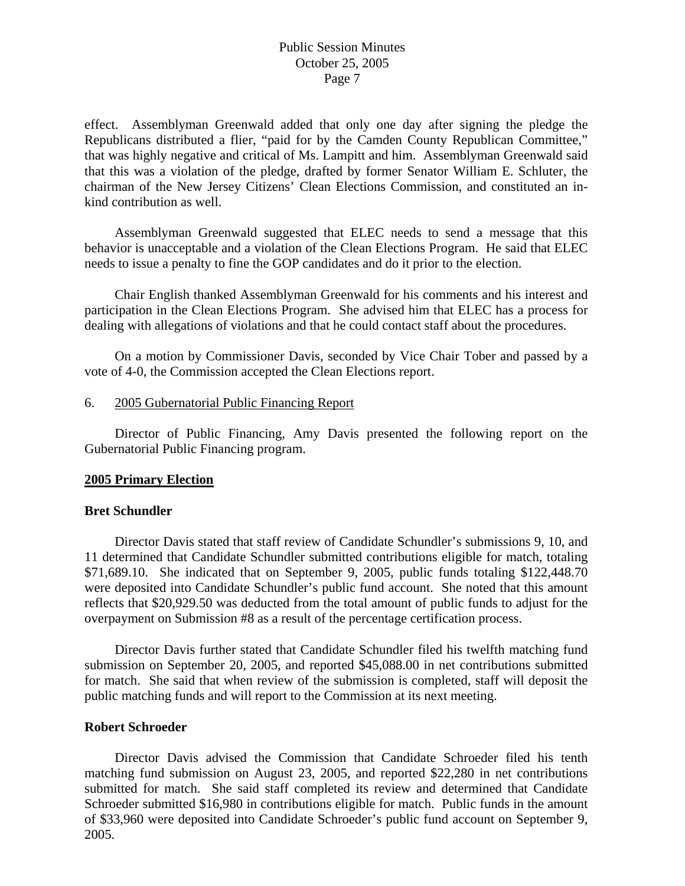effect. Assemblyman Greenwald added that only one day after signing the pledge the Republicans distributed a flier, "paid for by the Camden County Republican Committee," that was highly negative and critical of Ms. Lampitt and him. Assemblyman Greenwald said that this was a violation of the pledge, drafted by former Senator William E. Schluter, the chairman of the New Jersey Citizens' Clean Elections Commission, and constituted an in-kind contribution as well.

Assemblyman Greenwald suggested that ELEC needs to send a message that this behavior is unacceptable and a violation of the Clean Elections Program. He said that ELEC needs to issue a penalty to fine the GOP candidates and do it prior to the election.

Chair English thanked Assemblyman Greenwald for his comments and his interest and participation in the Clean Elections Program. She advised him that ELEC has a process for dealing with allegations of violations and that he could contact staff about the procedures.

On a motion by Commissioner Davis, seconded by Vice Chair Tober and passed by a vote of 4-0, the Commission accepted the Clean Elections report.

6. 2005 Gubernatorial Public Financing Report

Director of Public Financing, Amy Davis presented the following report on the Gubernatorial Public Financing program.

**2005 Primary Election**

**Bret Schundler**

Director Davis stated that staff review of Candidate Schundler's submissions 9, 10, and 11 determined that Candidate Schundler submitted contributions eligible for match, totaling $71,689.10. She indicated that on September 9, 2005, public funds totaling $122,448.70 were deposited into Candidate Schundler's public fund account. She noted that this amount reflects that $20,929.50 was deducted from the total amount of public funds to adjust for the overpayment on Submission #8 as a result of the percentage certification process.

Director Davis further stated that Candidate Schundler filed his twelfth matching fund submission on September 20, 2005, and reported $45,088.00 in net contributions submitted for match. She said that when review of the submission is completed, staff will deposit the public matching funds and will report to the Commission at its next meeting.

**Robert Schroeder**

Director Davis advised the Commission that Candidate Schroeder filed his tenth matching fund submission on August 23, 2005, and reported $22,280 in net contributions submitted for match. She said staff completed its review and determined that Candidate Schroeder submitted $16,980 in contributions eligible for match. Public funds in the amount of $33,960 were deposited into Candidate Schroeder's public fund account on September 9, 2005.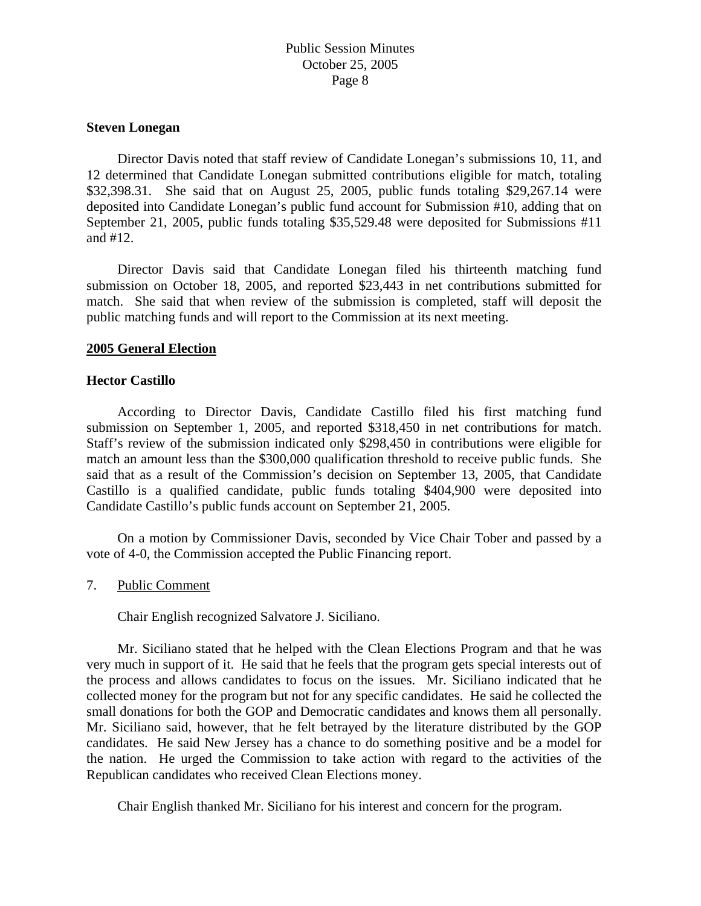**Steven Lonegan**

Director Davis noted that staff review of Candidate Lonegan's submissions 10, 11, and 12 determined that Candidate Lonegan submitted contributions eligible for match, totaling \$32,398.31. She said that on August 25, 2005, public funds totaling \$29,267.14 were deposited into Candidate Lonegan's public fund account for Submission #10, adding that on September 21, 2005, public funds totaling \$35,529.48 were deposited for Submissions #11 and #12.

Director Davis said that Candidate Lonegan filed his thirteenth matching fund submission on October 18, 2005, and reported \$23,443 in net contributions submitted for match. She said that when review of the submission is completed, staff will deposit the public matching funds and will report to the Commission at its next meeting.

<u>**2005 General Election**</u>

**Hector Castillo**

According to Director Davis, Candidate Castillo filed his first matching fund submission on September 1, 2005, and reported \$318,450 in net contributions for match. Staff's review of the submission indicated only \$298,450 in contributions were eligible for match an amount less than the \$300,000 qualification threshold to receive public funds. She said that as a result of the Commission's decision on September 13, 2005, that Candidate Castillo is a qualified candidate, public funds totaling \$404,900 were deposited into Candidate Castillo's public funds account on September 21, 2005.

On a motion by Commissioner Davis, seconded by Vice Chair Tober and passed by a vote of 4-0, the Commission accepted the Public Financing report.

7. <u>Public Comment</u>

Chair English recognized Salvatore J. Siciliano.

Mr. Siciliano stated that he helped with the Clean Elections Program and that he was very much in support of it. He said that he feels that the program gets special interests out of the process and allows candidates to focus on the issues. Mr. Siciliano indicated that he collected money for the program but not for any specific candidates. He said he collected the small donations for both the GOP and Democratic candidates and knows them all personally. Mr. Siciliano said, however, that he felt betrayed by the literature distributed by the GOP candidates. He said New Jersey has a chance to do something positive and be a model for the nation. He urged the Commission to take action with regard to the activities of the Republican candidates who received Clean Elections money.

Chair English thanked Mr. Siciliano for his interest and concern for the program.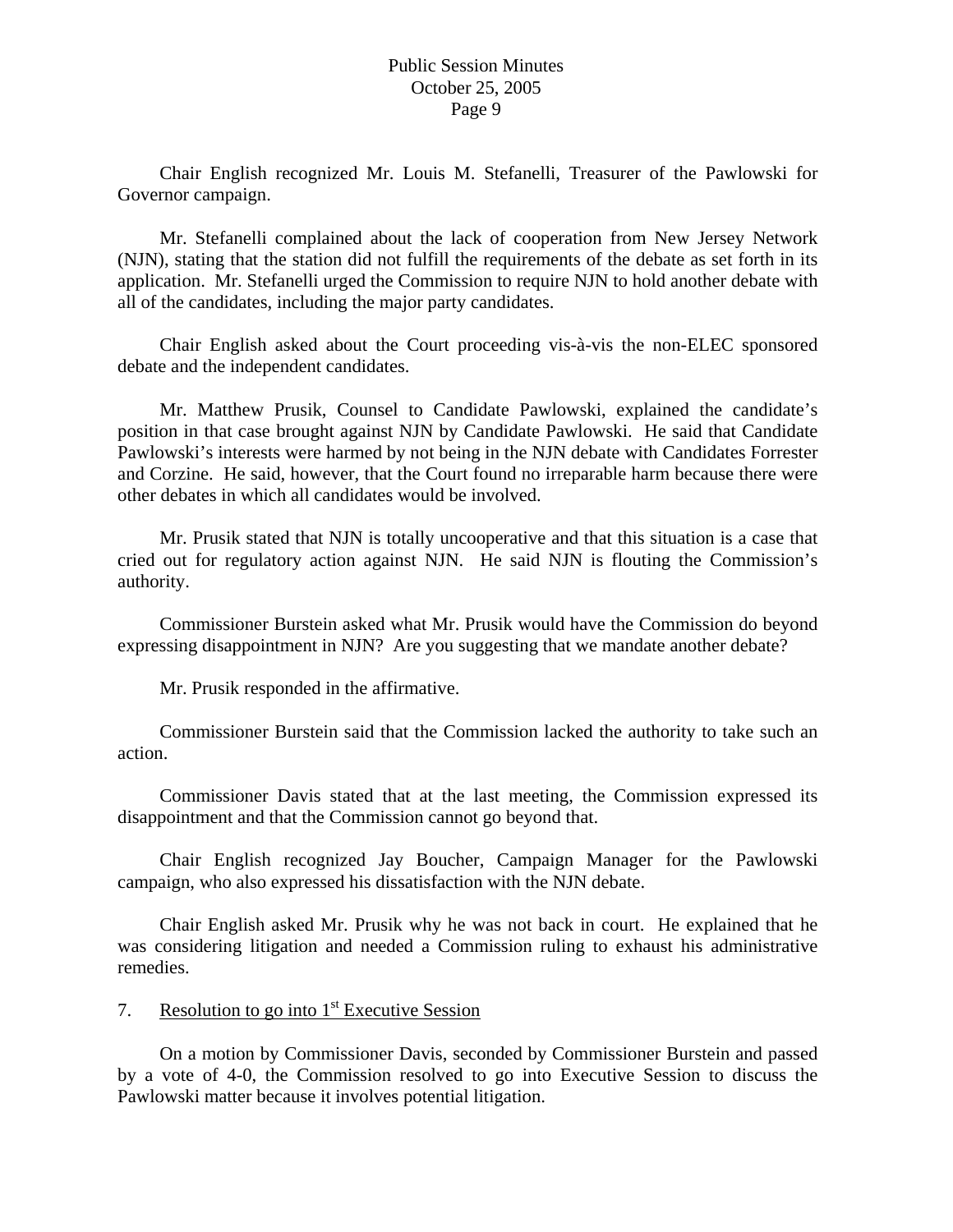Chair English recognized Mr. Louis M. Stefanelli, Treasurer of the Pawlowski for Governor campaign.

Mr. Stefanelli complained about the lack of cooperation from New Jersey Network (NJN), stating that the station did not fulfill the requirements of the debate as set forth in its application. Mr. Stefanelli urged the Commission to require NJN to hold another debate with all of the candidates, including the major party candidates.

Chair English asked about the Court proceeding vis-à-vis the non-ELEC sponsored debate and the independent candidates.

Mr. Matthew Prusik, Counsel to Candidate Pawlowski, explained the candidate's position in that case brought against NJN by Candidate Pawlowski. He said that Candidate Pawlowski's interests were harmed by not being in the NJN debate with Candidates Forrester and Corzine. He said, however, that the Court found no irreparable harm because there were other debates in which all candidates would be involved.

Mr. Prusik stated that NJN is totally uncooperative and that this situation is a case that cried out for regulatory action against NJN. He said NJN is flouting the Commission's authority.

Commissioner Burstein asked what Mr. Prusik would have the Commission do beyond expressing disappointment in NJN? Are you suggesting that we mandate another debate?

Mr. Prusik responded in the affirmative.

Commissioner Burstein said that the Commission lacked the authority to take such an action.

Commissioner Davis stated that at the last meeting, the Commission expressed its disappointment and that the Commission cannot go beyond that.

Chair English recognized Jay Boucher, Campaign Manager for the Pawlowski campaign, who also expressed his dissatisfaction with the NJN debate.

Chair English asked Mr. Prusik why he was not back in court. He explained that he was considering litigation and needed a Commission ruling to exhaust his administrative remedies.

7. Resolution to go into 1st Executive Session

On a motion by Commissioner Davis, seconded by Commissioner Burstein and passed by a vote of 4-0, the Commission resolved to go into Executive Session to discuss the Pawlowski matter because it involves potential litigation.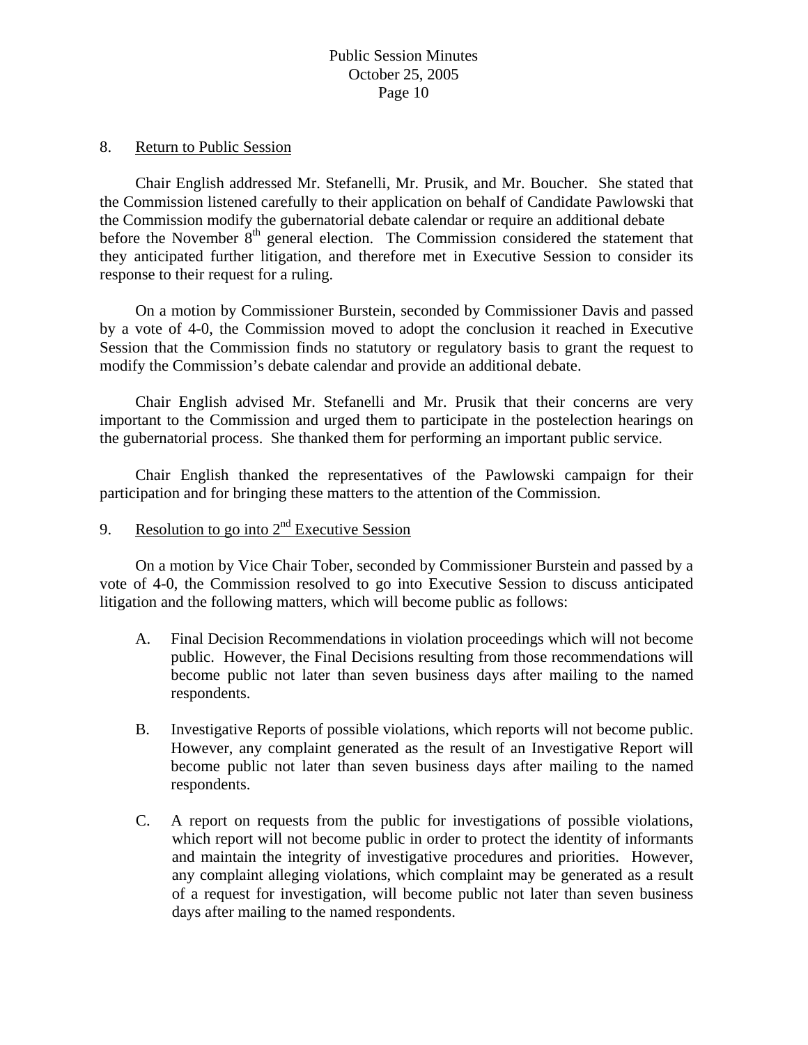8. <u>Return to Public Session</u>

Chair English addressed Mr. Stefanelli, Mr. Prusik, and Mr. Boucher. She stated that the Commission listened carefully to their application on behalf of Candidate Pawlowski that the Commission modify the gubernatorial debate calendar or require an additional debate before the November 8th general election. The Commission considered the statement that they anticipated further litigation, and therefore met in Executive Session to consider its response to their request for a ruling.

On a motion by Commissioner Burstein, seconded by Commissioner Davis and passed by a vote of 4-0, the Commission moved to adopt the conclusion it reached in Executive Session that the Commission finds no statutory or regulatory basis to grant the request to modify the Commission's debate calendar and provide an additional debate.

Chair English advised Mr. Stefanelli and Mr. Prusik that their concerns are very important to the Commission and urged them to participate in the postelection hearings on the gubernatorial process. She thanked them for performing an important public service.

Chair English thanked the representatives of the Pawlowski campaign for their participation and for bringing these matters to the attention of the Commission.

9. <u>Resolution to go into 2nd Executive Session</u>

On a motion by Vice Chair Tober, seconded by Commissioner Burstein and passed by a vote of 4-0, the Commission resolved to go into Executive Session to discuss anticipated litigation and the following matters, which will become public as follows:

A. Final Decision Recommendations in violation proceedings which will not become public. However, the Final Decisions resulting from those recommendations will become public not later than seven business days after mailing to the named respondents.

B. Investigative Reports of possible violations, which reports will not become public. However, any complaint generated as the result of an Investigative Report will become public not later than seven business days after mailing to the named respondents.

C. A report on requests from the public for investigations of possible violations, which report will not become public in order to protect the identity of informants and maintain the integrity of investigative procedures and priorities. However, any complaint alleging violations, which complaint may be generated as a result of a request for investigation, will become public not later than seven business days after mailing to the named respondents.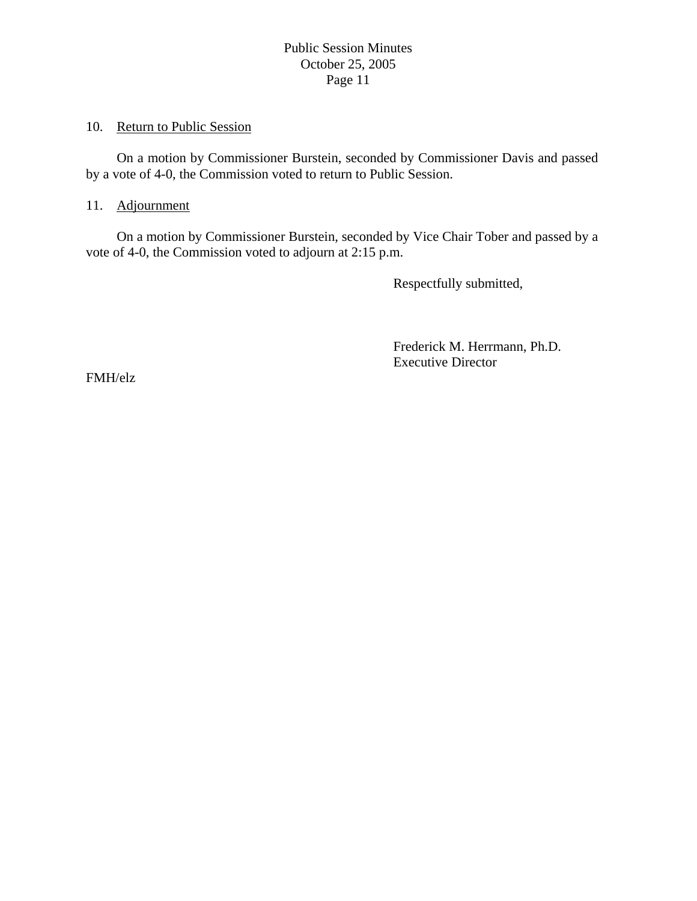10. Return to Public Session

On a motion by Commissioner Burstein, seconded by Commissioner Davis and passed by a vote of 4-0, the Commission voted to return to Public Session.

11. Adjournment

On a motion by Commissioner Burstein, seconded by Vice Chair Tober and passed by a vote of 4-0, the Commission voted to adjourn at 2:15 p.m.

Respectfully submitted,

Frederick M. Herrmann, Ph.D.
Executive Director

FMH/elz